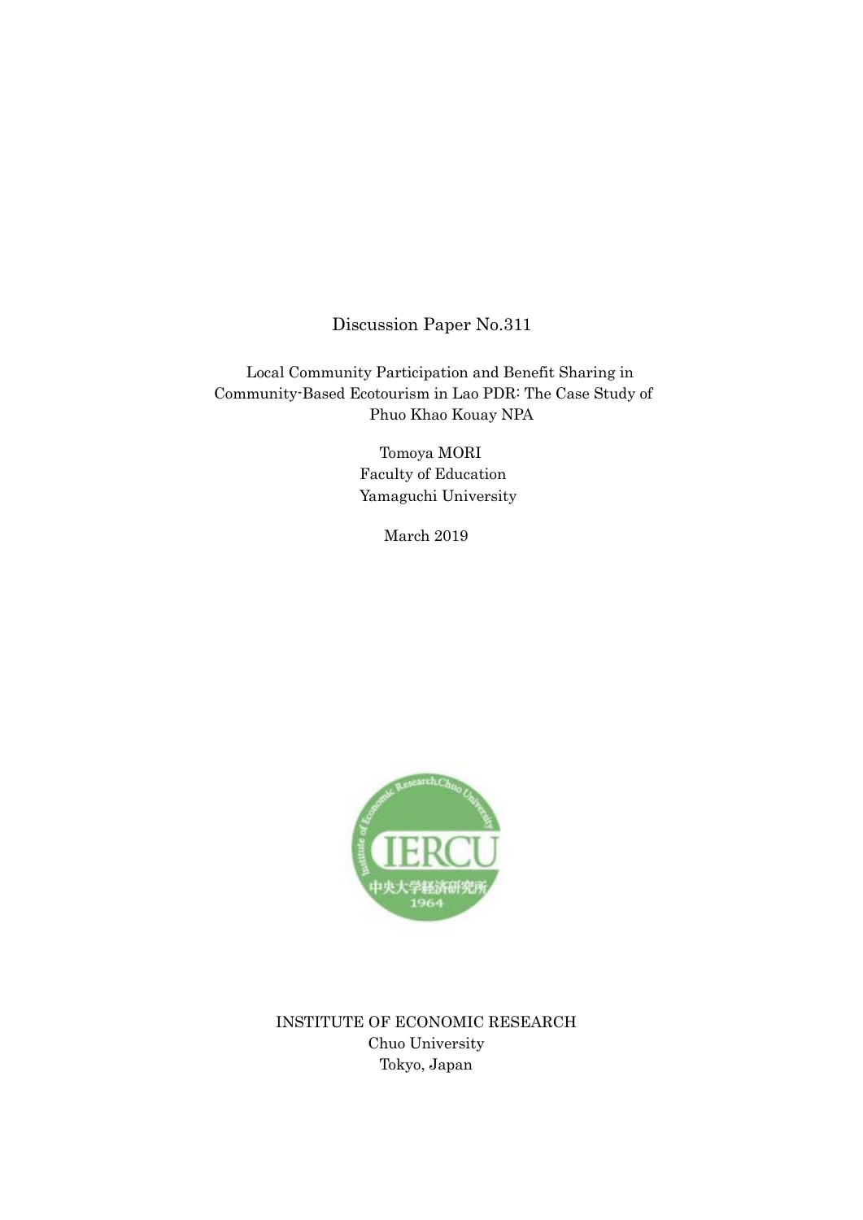Discussion Paper No.311

# Local Community Participation and Benefit Sharing in Community-Based Ecotourism in Lao PDR: The Case Study of Phuo Khao Kouay NPA

Tomoya MORI
Faculty of Education
Yamaguchi University

March 2019

INSTITUTE OF ECONOMIC RESEARCH
Chuo University
Tokyo, Japan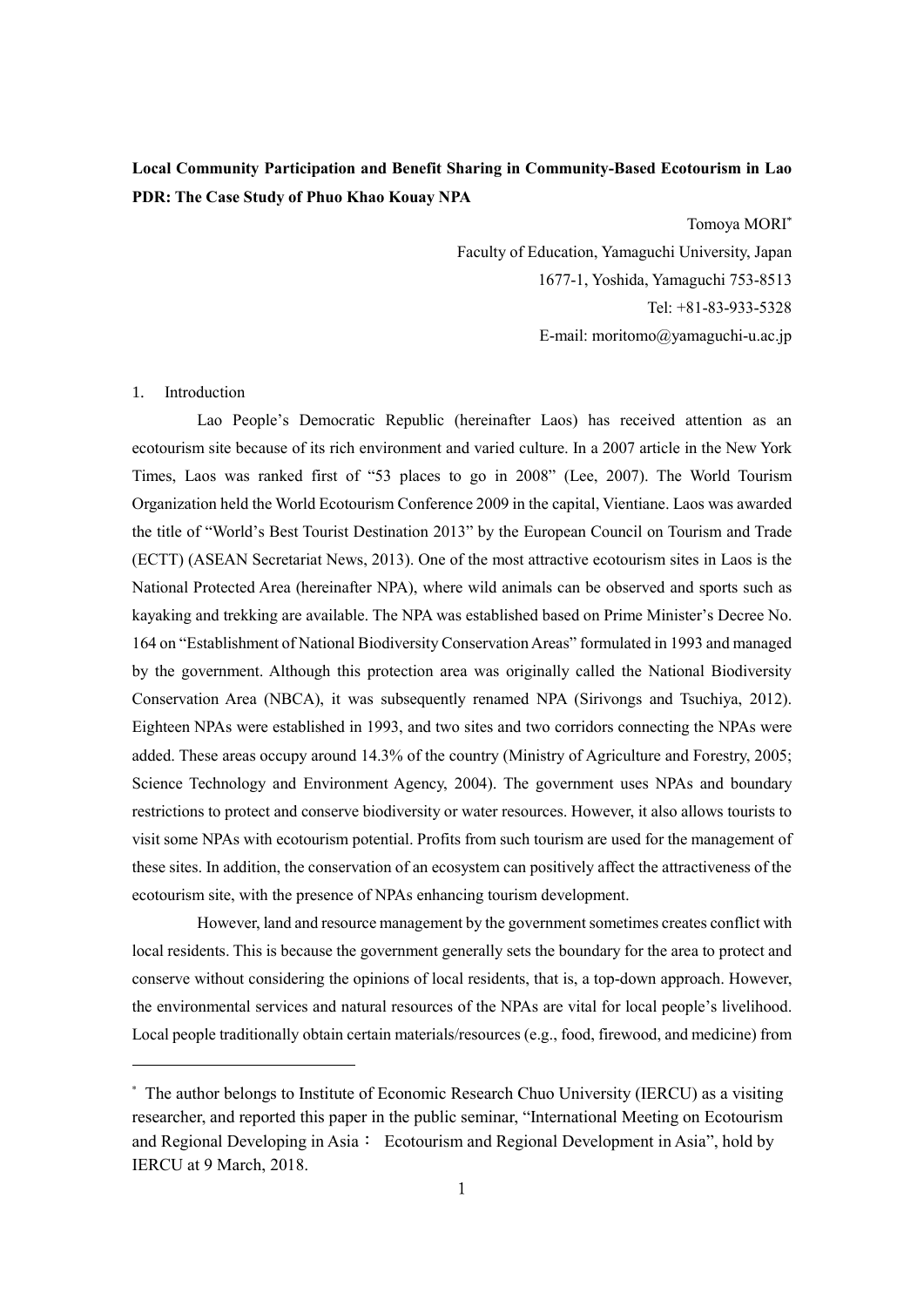**Local Community Participation and Benefit Sharing in Community-Based Ecotourism in Lao PDR: The Case Study of Phuo Khao Kouay NPA**

Tomoya MORI[*]

Faculty of Education, Yamaguchi University, Japan

1677-1, Yoshida, Yamaguchi 753-8513

Tel: +81-83-933-5328

E-mail: moritomo@yamaguchi-u.ac.jp

## 1. Introduction

Lao People's Democratic Republic (hereinafter Laos) has received attention as an ecotourism site because of its rich environment and varied culture. In a 2007 article in the New York Times, Laos was ranked first of "53 places to go in 2008" (Lee, 2007). The World Tourism Organization held the World Ecotourism Conference 2009 in the capital, Vientiane. Laos was awarded the title of "World's Best Tourist Destination 2013" by the European Council on Tourism and Trade (ECTT) (ASEAN Secretariat News, 2013). One of the most attractive ecotourism sites in Laos is the National Protected Area (hereinafter NPA), where wild animals can be observed and sports such as kayaking and trekking are available. The NPA was established based on Prime Minister's Decree No. 164 on "Establishment of National Biodiversity Conservation Areas" formulated in 1993 and managed by the government. Although this protection area was originally called the National Biodiversity Conservation Area (NBCA), it was subsequently renamed NPA (Sirivongs and Tsuchiya, 2012). Eighteen NPAs were established in 1993, and two sites and two corridors connecting the NPAs were added. These areas occupy around 14.3% of the country (Ministry of Agriculture and Forestry, 2005; Science Technology and Environment Agency, 2004). The government uses NPAs and boundary restrictions to protect and conserve biodiversity or water resources. However, it also allows tourists to visit some NPAs with ecotourism potential. Profits from such tourism are used for the management of these sites. In addition, the conservation of an ecosystem can positively affect the attractiveness of the ecotourism site, with the presence of NPAs enhancing tourism development.

However, land and resource management by the government sometimes creates conflict with local residents. This is because the government generally sets the boundary for the area to protect and conserve without considering the opinions of local residents, that is, a top-down approach. However, the environmental services and natural resources of the NPAs are vital for local people's livelihood. Local people traditionally obtain certain materials/resources (e.g., food, firewood, and medicine) from

[*] The author belongs to Institute of Economic Research Chuo University (IERCU) as a visiting researcher, and reported this paper in the public seminar, "International Meeting on Ecotourism and Regional Developing in Asia： Ecotourism and Regional Development in Asia", hold by IERCU at 9 March, 2018.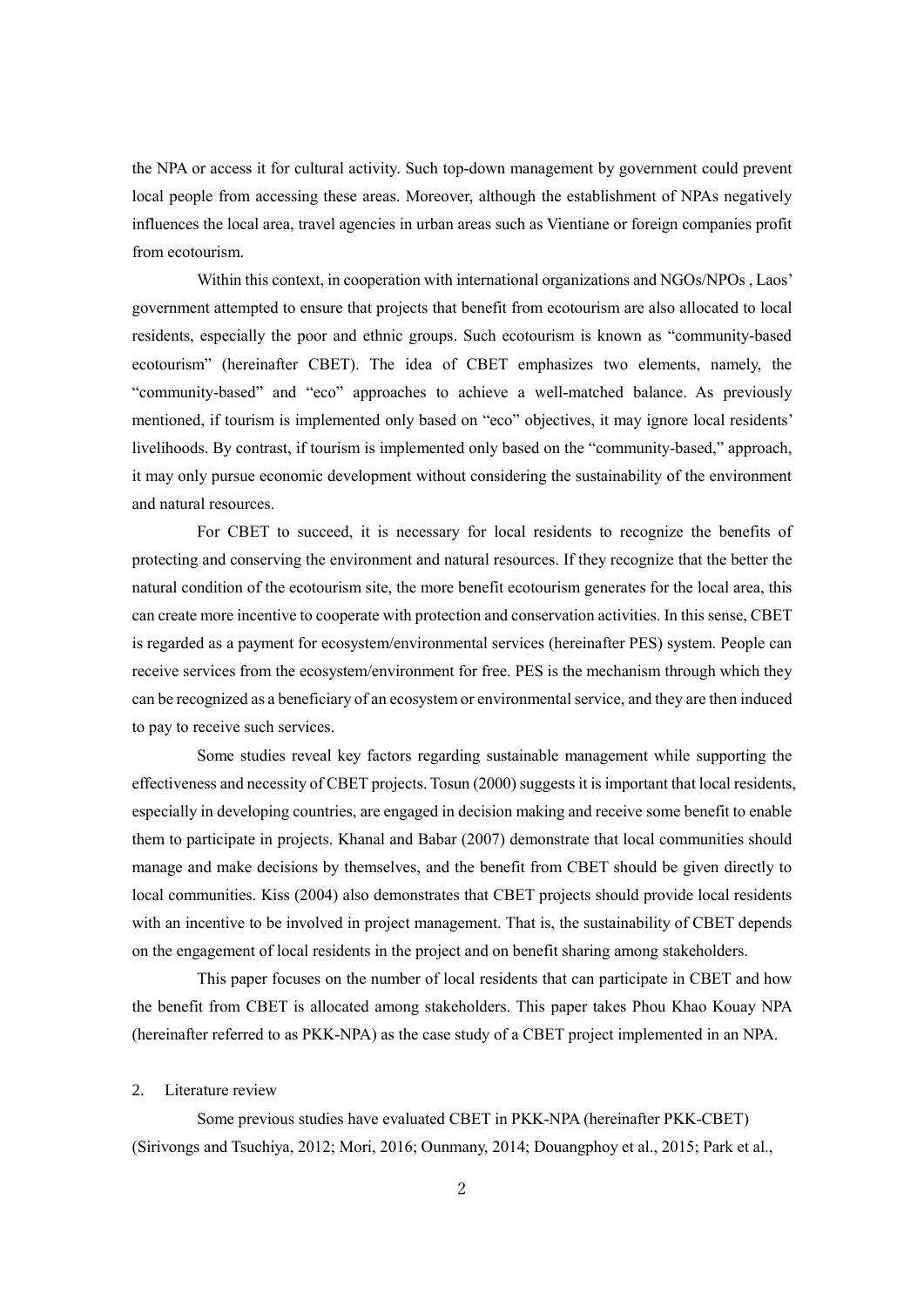the NPA or access it for cultural activity. Such top-down management by government could prevent local people from accessing these areas. Moreover, although the establishment of NPAs negatively influences the local area, travel agencies in urban areas such as Vientiane or foreign companies profit from ecotourism.

Within this context, in cooperation with international organizations and NGOs/NPOs , Laos' government attempted to ensure that projects that benefit from ecotourism are also allocated to local residents, especially the poor and ethnic groups. Such ecotourism is known as "community-based ecotourism" (hereinafter CBET). The idea of CBET emphasizes two elements, namely, the "community-based" and "eco" approaches to achieve a well-matched balance. As previously mentioned, if tourism is implemented only based on "eco" objectives, it may ignore local residents' livelihoods. By contrast, if tourism is implemented only based on the "community-based," approach, it may only pursue economic development without considering the sustainability of the environment and natural resources.

For CBET to succeed, it is necessary for local residents to recognize the benefits of protecting and conserving the environment and natural resources. If they recognize that the better the natural condition of the ecotourism site, the more benefit ecotourism generates for the local area, this can create more incentive to cooperate with protection and conservation activities. In this sense, CBET is regarded as a payment for ecosystem/environmental services (hereinafter PES) system. People can receive services from the ecosystem/environment for free. PES is the mechanism through which they can be recognized as a beneficiary of an ecosystem or environmental service, and they are then induced to pay to receive such services.

Some studies reveal key factors regarding sustainable management while supporting the effectiveness and necessity of CBET projects. Tosun (2000) suggests it is important that local residents, especially in developing countries, are engaged in decision making and receive some benefit to enable them to participate in projects. Khanal and Babar (2007) demonstrate that local communities should manage and make decisions by themselves, and the benefit from CBET should be given directly to local communities. Kiss (2004) also demonstrates that CBET projects should provide local residents with an incentive to be involved in project management. That is, the sustainability of CBET depends on the engagement of local residents in the project and on benefit sharing among stakeholders.

This paper focuses on the number of local residents that can participate in CBET and how the benefit from CBET is allocated among stakeholders. This paper takes Phou Khao Kouay NPA (hereinafter referred to as PKK-NPA) as the case study of a CBET project implemented in an NPA.

## 2. Literature review

Some previous studies have evaluated CBET in PKK-NPA (hereinafter PKK-CBET) (Sirivongs and Tsuchiya, 2012; Mori, 2016; Ounmany, 2014; Douangphoy et al., 2015; Park et al.,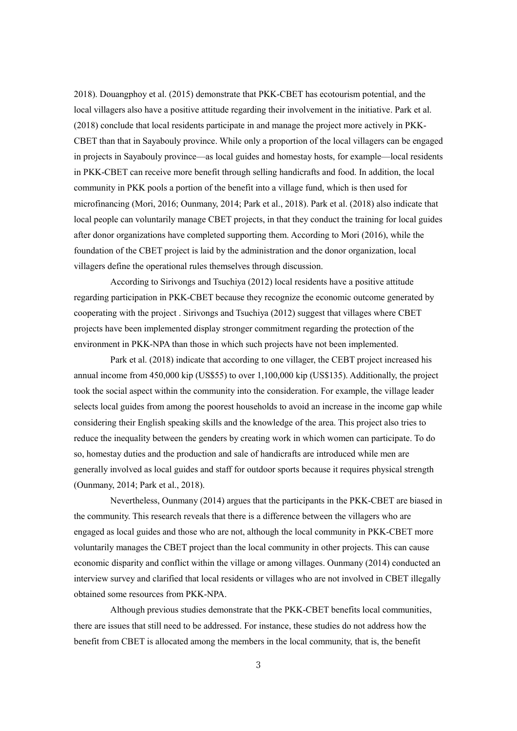2018). Douangphoy et al. (2015) demonstrate that PKK-CBET has ecotourism potential, and the local villagers also have a positive attitude regarding their involvement in the initiative. Park et al. (2018) conclude that local residents participate in and manage the project more actively in PKK-CBET than that in Sayabouly province. While only a proportion of the local villagers can be engaged in projects in Sayabouly province—as local guides and homestay hosts, for example—local residents in PKK-CBET can receive more benefit through selling handicrafts and food. In addition, the local community in PKK pools a portion of the benefit into a village fund, which is then used for microfinancing (Mori, 2016; Ounmany, 2014; Park et al., 2018). Park et al. (2018) also indicate that local people can voluntarily manage CBET projects, in that they conduct the training for local guides after donor organizations have completed supporting them. According to Mori (2016), while the foundation of the CBET project is laid by the administration and the donor organization, local villagers define the operational rules themselves through discussion.

According to Sirivongs and Tsuchiya (2012) local residents have a positive attitude regarding participation in PKK-CBET because they recognize the economic outcome generated by cooperating with the project . Sirivongs and Tsuchiya (2012) suggest that villages where CBET projects have been implemented display stronger commitment regarding the protection of the environment in PKK-NPA than those in which such projects have not been implemented.

Park et al. (2018) indicate that according to one villager, the CEBT project increased his annual income from 450,000 kip (US$55) to over 1,100,000 kip (US$135). Additionally, the project took the social aspect within the community into the consideration. For example, the village leader selects local guides from among the poorest households to avoid an increase in the income gap while considering their English speaking skills and the knowledge of the area. This project also tries to reduce the inequality between the genders by creating work in which women can participate. To do so, homestay duties and the production and sale of handicrafts are introduced while men are generally involved as local guides and staff for outdoor sports because it requires physical strength (Ounmany, 2014; Park et al., 2018).

Nevertheless, Ounmany (2014) argues that the participants in the PKK-CBET are biased in the community. This research reveals that there is a difference between the villagers who are engaged as local guides and those who are not, although the local community in PKK-CBET more voluntarily manages the CBET project than the local community in other projects. This can cause economic disparity and conflict within the village or among villages. Ounmany (2014) conducted an interview survey and clarified that local residents or villages who are not involved in CBET illegally obtained some resources from PKK-NPA.

Although previous studies demonstrate that the PKK-CBET benefits local communities, there are issues that still need to be addressed. For instance, these studies do not address how the benefit from CBET is allocated among the members in the local community, that is, the benefit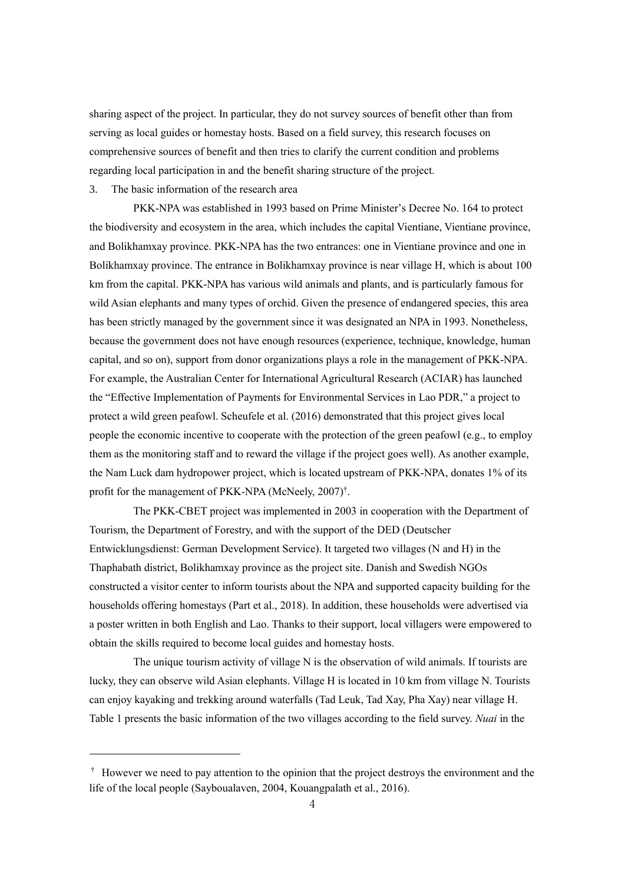sharing aspect of the project. In particular, they do not survey sources of benefit other than from serving as local guides or homestay hosts. Based on a field survey, this research focuses on comprehensive sources of benefit and then tries to clarify the current condition and problems regarding local participation in and the benefit sharing structure of the project.

## 3. The basic information of the research area

PKK-NPA was established in 1993 based on Prime Minister's Decree No. 164 to protect the biodiversity and ecosystem in the area, which includes the capital Vientiane, Vientiane province, and Bolikhamxay province. PKK-NPA has the two entrances: one in Vientiane province and one in Bolikhamxay province. The entrance in Bolikhamxay province is near village H, which is about 100 km from the capital. PKK-NPA has various wild animals and plants, and is particularly famous for wild Asian elephants and many types of orchid. Given the presence of endangered species, this area has been strictly managed by the government since it was designated an NPA in 1993. Nonetheless, because the government does not have enough resources (experience, technique, knowledge, human capital, and so on), support from donor organizations plays a role in the management of PKK-NPA. For example, the Australian Center for International Agricultural Research (ACIAR) has launched the "Effective Implementation of Payments for Environmental Services in Lao PDR," a project to protect a wild green peafowl. Scheufele et al. (2016) demonstrated that this project gives local people the economic incentive to cooperate with the protection of the green peafowl (e.g., to employ them as the monitoring staff and to reward the village if the project goes well). As another example, the Nam Luck dam hydropower project, which is located upstream of PKK-NPA, donates 1% of its profit for the management of PKK-NPA (McNeely, 2007)[†].

The PKK-CBET project was implemented in 2003 in cooperation with the Department of Tourism, the Department of Forestry, and with the support of the DED (Deutscher Entwicklungsdienst: German Development Service). It targeted two villages (N and H) in the Thaphabath district, Bolikhamxay province as the project site. Danish and Swedish NGOs constructed a visitor center to inform tourists about the NPA and supported capacity building for the households offering homestays (Part et al., 2018). In addition, these households were advertised via a poster written in both English and Lao. Thanks to their support, local villagers were empowered to obtain the skills required to become local guides and homestay hosts.

The unique tourism activity of village N is the observation of wild animals. If tourists are lucky, they can observe wild Asian elephants. Village H is located in 10 km from village N. Tourists can enjoy kayaking and trekking around waterfalls (Tad Leuk, Tad Xay, Pha Xay) near village H. Table 1 presents the basic information of the two villages according to the field survey. *Nuai* in the

---

[†] However we need to pay attention to the opinion that the project destroys the environment and the life of the local people (Sayboualaven, 2004, Kouangpalath et al., 2016).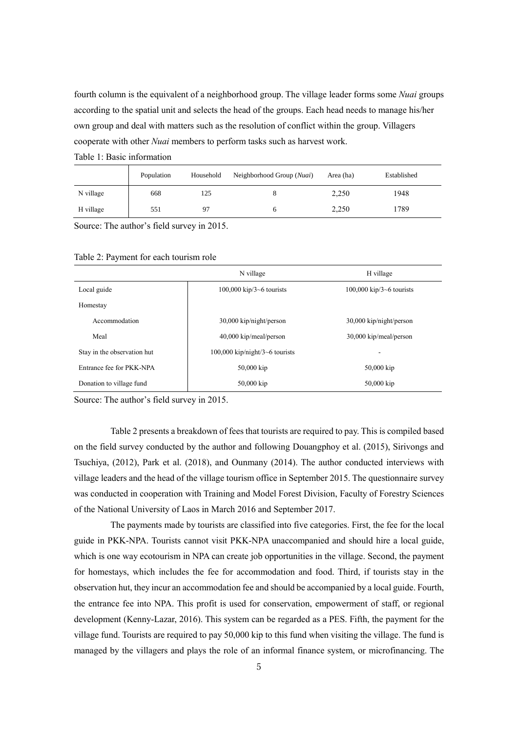fourth column is the equivalent of a neighborhood group. The village leader forms some *Nuai* groups according to the spatial unit and selects the head of the groups. Each head needs to manage his/her own group and deal with matters such as the resolution of conflict within the group. Villagers cooperate with other *Nuai* members to perform tasks such as harvest work.

Table 1: Basic information

| | Population | Household | Neighborhood Group (*Nuai*) | Area (ha) | Established |
|---|---|---|---|---|---|
| N village | 668 | 125 | 8 | 2,250 | 1948 |
| H village | 551 | 97 | 6 | 2,250 | 1789 |

Source: The author's field survey in 2015.

Table 2: Payment for each tourism role

| | N village | H village |
|---|---|---|
| Local guide | 100,000 kip/3~6 tourists | 100,000 kip/3~6 tourists |
| Homestay | | |
| Accommodation | 30,000 kip/night/person | 30,000 kip/night/person |
| Meal | 40,000 kip/meal/person | 30,000 kip/meal/person |
| Stay in the observation hut | 100,000 kip/night/3~6 tourists | - |
| Entrance fee for PKK-NPA | 50,000 kip | 50,000 kip |
| Donation to village fund | 50,000 kip | 50,000 kip |

Source: The author's field survey in 2015.

Table 2 presents a breakdown of fees that tourists are required to pay. This is compiled based on the field survey conducted by the author and following Douangphoy et al. (2015), Sirivongs and Tsuchiya, (2012), Park et al. (2018), and Ounmany (2014). The author conducted interviews with village leaders and the head of the village tourism office in September 2015. The questionnaire survey was conducted in cooperation with Training and Model Forest Division, Faculty of Forestry Sciences of the National University of Laos in March 2016 and September 2017.

The payments made by tourists are classified into five categories. First, the fee for the local guide in PKK-NPA. Tourists cannot visit PKK-NPA unaccompanied and should hire a local guide, which is one way ecotourism in NPA can create job opportunities in the village. Second, the payment for homestays, which includes the fee for accommodation and food. Third, if tourists stay in the observation hut, they incur an accommodation fee and should be accompanied by a local guide. Fourth, the entrance fee into NPA. This profit is used for conservation, empowerment of staff, or regional development (Kenny-Lazar, 2016). This system can be regarded as a PES. Fifth, the payment for the village fund. Tourists are required to pay 50,000 kip to this fund when visiting the village. The fund is managed by the villagers and plays the role of an informal finance system, or microfinancing. The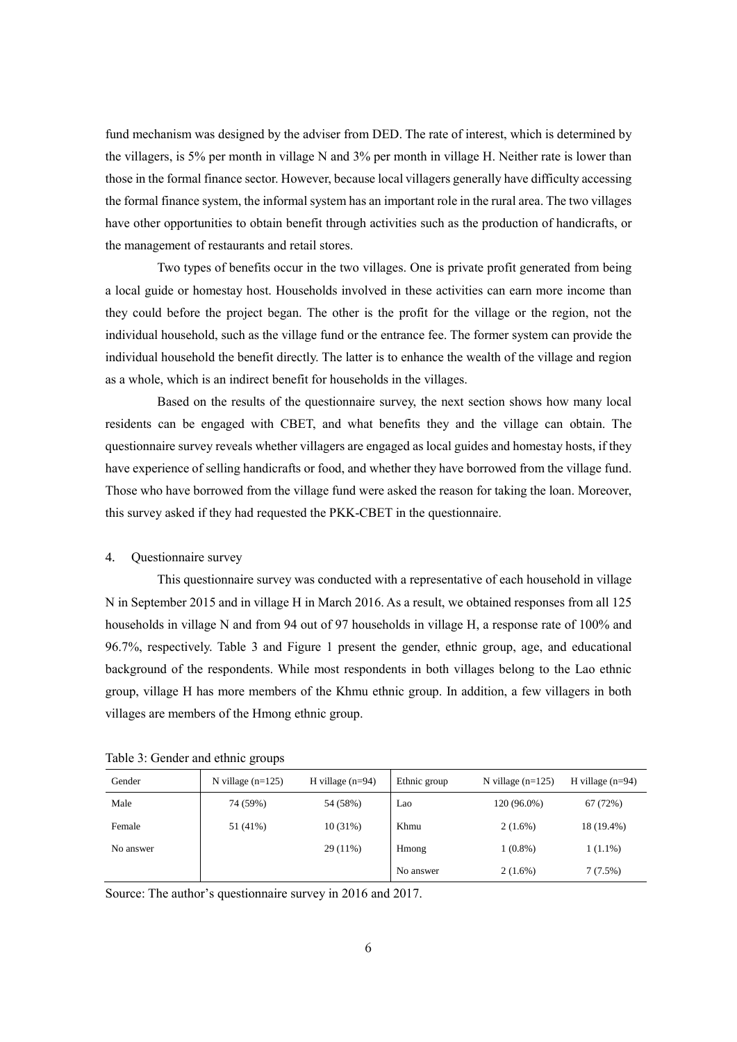fund mechanism was designed by the adviser from DED. The rate of interest, which is determined by the villagers, is 5% per month in village N and 3% per month in village H. Neither rate is lower than those in the formal finance sector. However, because local villagers generally have difficulty accessing the formal finance system, the informal system has an important role in the rural area. The two villages have other opportunities to obtain benefit through activities such as the production of handicrafts, or the management of restaurants and retail stores.

Two types of benefits occur in the two villages. One is private profit generated from being a local guide or homestay host. Households involved in these activities can earn more income than they could before the project began. The other is the profit for the village or the region, not the individual household, such as the village fund or the entrance fee. The former system can provide the individual household the benefit directly. The latter is to enhance the wealth of the village and region as a whole, which is an indirect benefit for households in the villages.

Based on the results of the questionnaire survey, the next section shows how many local residents can be engaged with CBET, and what benefits they and the village can obtain. The questionnaire survey reveals whether villagers are engaged as local guides and homestay hosts, if they have experience of selling handicrafts or food, and whether they have borrowed from the village fund. Those who have borrowed from the village fund were asked the reason for taking the loan. Moreover, this survey asked if they had requested the PKK-CBET in the questionnaire.

## 4. Questionnaire survey

This questionnaire survey was conducted with a representative of each household in village N in September 2015 and in village H in March 2016. As a result, we obtained responses from all 125 households in village N and from 94 out of 97 households in village H, a response rate of 100% and 96.7%, respectively. Table 3 and Figure 1 present the gender, ethnic group, age, and educational background of the respondents. While most respondents in both villages belong to the Lao ethnic group, village H has more members of the Khmu ethnic group. In addition, a few villagers in both villages are members of the Hmong ethnic group.

Table 3: Gender and ethnic groups

| Gender | N village (n=125) | H village (n=94) | Ethnic group | N village (n=125) | H village (n=94) |
|---|---|---|---|---|---|
| Male | 74 (59%) | 54 (58%) | Lao | 120 (96.0%) | 67 (72%) |
| Female | 51 (41%) | 10 (31%) | Khmu | 2 (1.6%) | 18 (19.4%) |
| No answer | | 29 (11%) | Hmong | 1 (0.8%) | 1 (1.1%) |
| | | | No answer | 2 (1.6%) | 7 (7.5%) |

Source: The author's questionnaire survey in 2016 and 2017.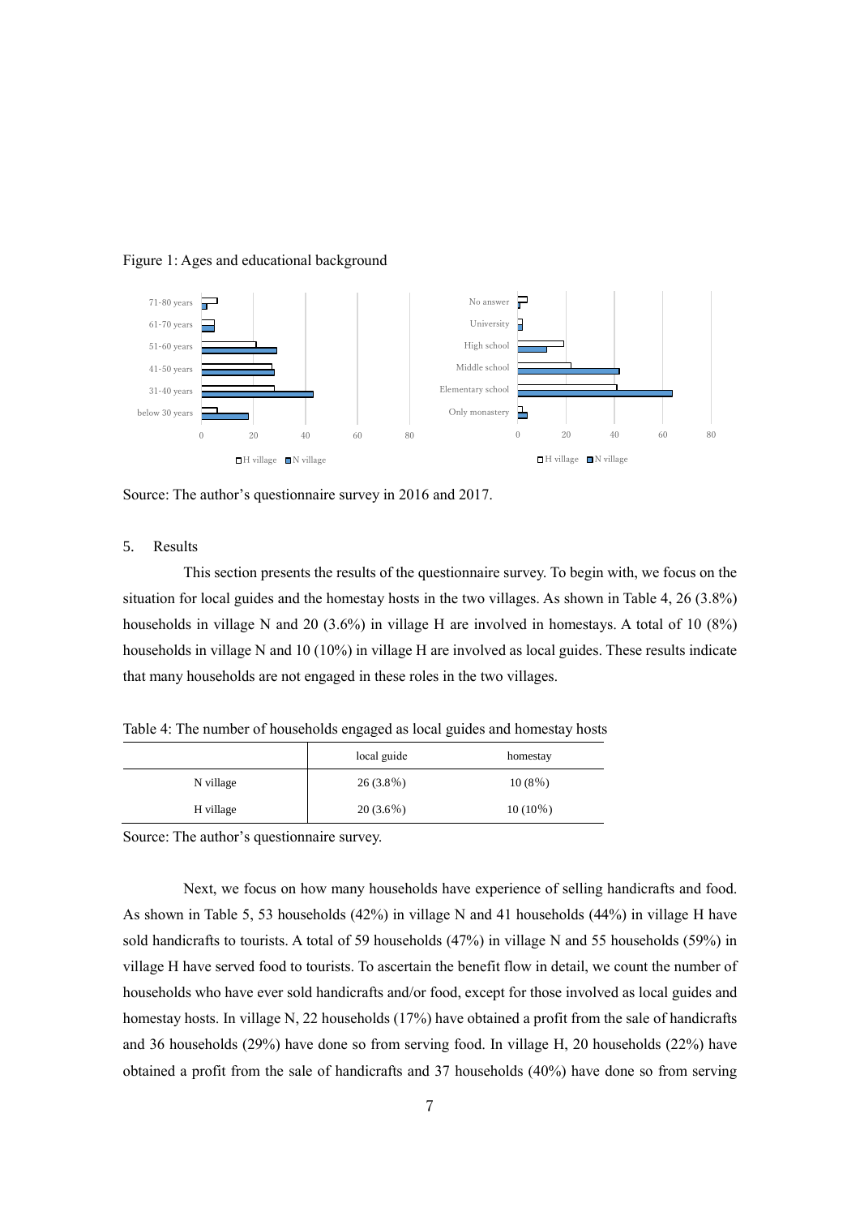Figure 1: Ages and educational background

Source: The author's questionnaire survey in 2016 and 2017.

5. Results

This section presents the results of the questionnaire survey. To begin with, we focus on the situation for local guides and the homestay hosts in the two villages. As shown in Table 4, 26 (3.8%) households in village N and 20 (3.6%) in village H are involved in homestays. A total of 10 (8%) households in village N and 10 (10%) in village H are involved as local guides. These results indicate that many households are not engaged in these roles in the two villages.

Table 4: The number of households engaged as local guides and homestay hosts

| | local guide | homestay |
|---|---|---|
| N village | 26 (3.8%) | 10 (8%) |
| H village | 20 (3.6%) | 10 (10%) |

Source: The author's questionnaire survey.

Next, we focus on how many households have experience of selling handicrafts and food. As shown in Table 5, 53 households (42%) in village N and 41 households (44%) in village H have sold handicrafts to tourists. A total of 59 households (47%) in village N and 55 households (59%) in village H have served food to tourists. To ascertain the benefit flow in detail, we count the number of households who have ever sold handicrafts and/or food, except for those involved as local guides and homestay hosts. In village N, 22 households (17%) have obtained a profit from the sale of handicrafts and 36 households (29%) have done so from serving food. In village H, 20 households (22%) have obtained a profit from the sale of handicrafts and 37 households (40%) have done so from serving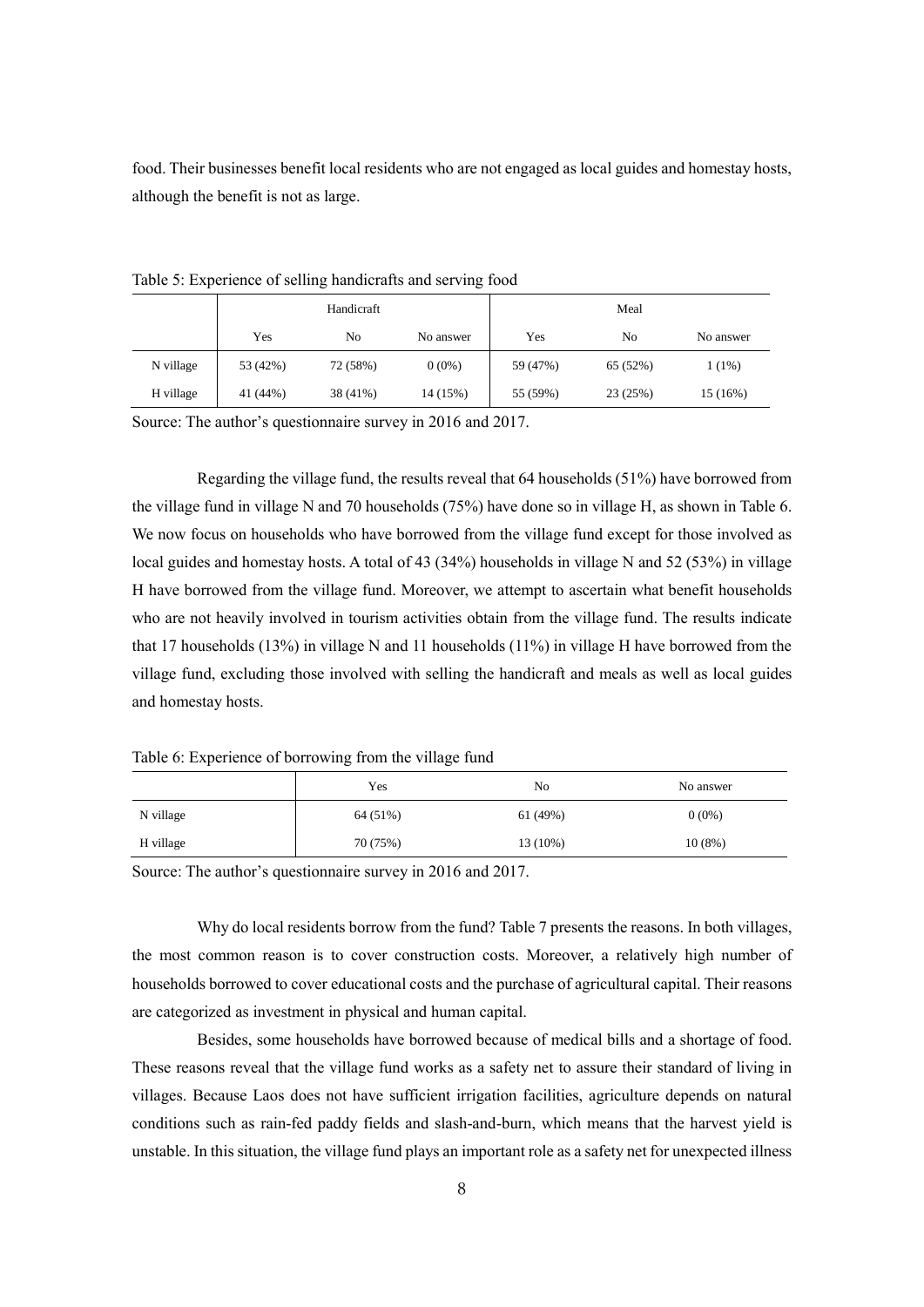food. Their businesses benefit local residents who are not engaged as local guides and homestay hosts, although the benefit is not as large.

Table 5: Experience of selling handicrafts and serving food

| | Handicraft | | | Meal | | |
|---|---|---|---|---|---|---|
| | Yes | No | No answer | Yes | No | No answer |
| N village | 53 (42%) | 72 (58%) | 0 (0%) | 59 (47%) | 65 (52%) | 1 (1%) |
| H village | 41 (44%) | 38 (41%) | 14 (15%) | 55 (59%) | 23 (25%) | 15 (16%) |

Source: The author's questionnaire survey in 2016 and 2017.

Regarding the village fund, the results reveal that 64 households (51%) have borrowed from the village fund in village N and 70 households (75%) have done so in village H, as shown in Table 6. We now focus on households who have borrowed from the village fund except for those involved as local guides and homestay hosts. A total of 43 (34%) households in village N and 52 (53%) in village H have borrowed from the village fund. Moreover, we attempt to ascertain what benefit households who are not heavily involved in tourism activities obtain from the village fund. The results indicate that 17 households (13%) in village N and 11 households (11%) in village H have borrowed from the village fund, excluding those involved with selling the handicraft and meals as well as local guides and homestay hosts.

Table 6: Experience of borrowing from the village fund

| | Yes | No | No answer |
|---|---|---|---|
| N village | 64 (51%) | 61 (49%) | 0 (0%) |
| H village | 70 (75%) | 13 (10%) | 10 (8%) |

Source: The author's questionnaire survey in 2016 and 2017.

Why do local residents borrow from the fund? Table 7 presents the reasons. In both villages, the most common reason is to cover construction costs. Moreover, a relatively high number of households borrowed to cover educational costs and the purchase of agricultural capital. Their reasons are categorized as investment in physical and human capital.

Besides, some households have borrowed because of medical bills and a shortage of food. These reasons reveal that the village fund works as a safety net to assure their standard of living in villages. Because Laos does not have sufficient irrigation facilities, agriculture depends on natural conditions such as rain-fed paddy fields and slash-and-burn, which means that the harvest yield is unstable. In this situation, the village fund plays an important role as a safety net for unexpected illness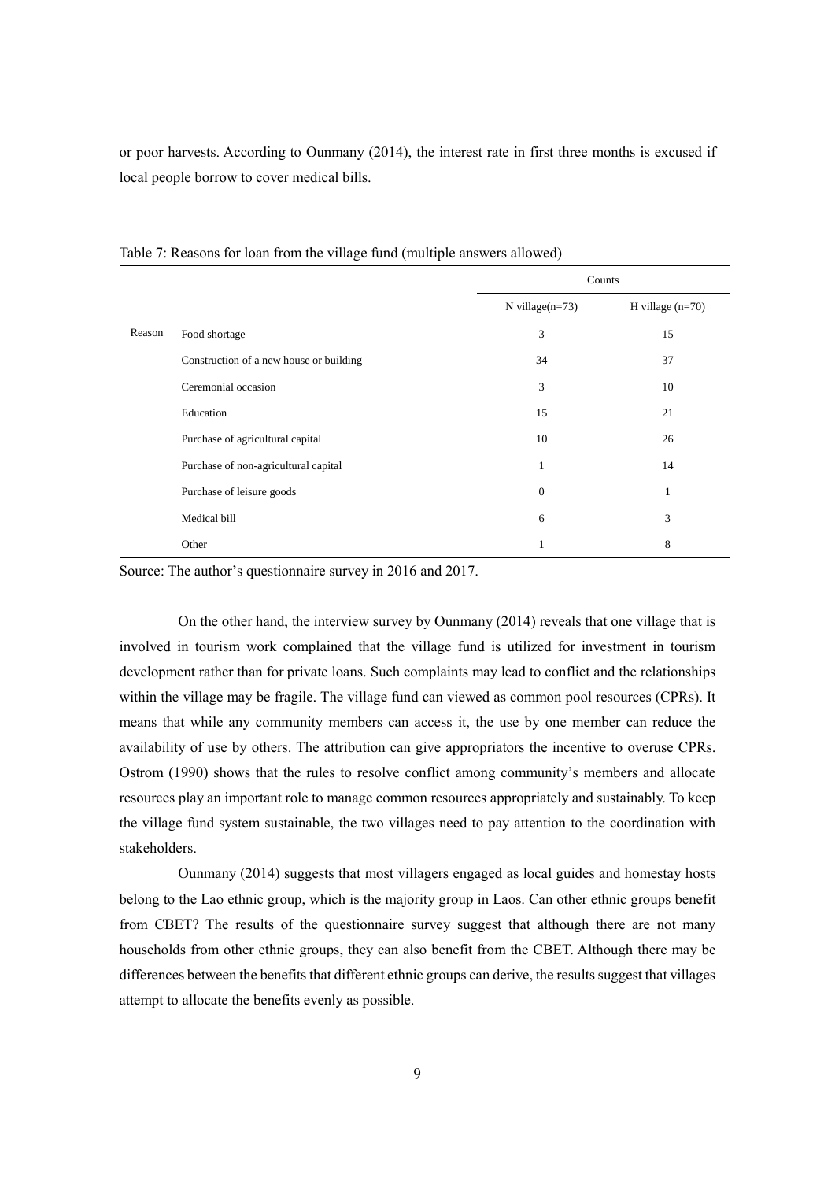or poor harvests. According to Ounmany (2014), the interest rate in first three months is excused if local people borrow to cover medical bills.

Table 7: Reasons for loan from the village fund (multiple answers allowed)

| | | Counts | |
|---|---|---|---|
| | | N village(n=73) | H village (n=70) |
| Reason | Food shortage | 3 | 15 |
| | Construction of a new house or building | 34 | 37 |
| | Ceremonial occasion | 3 | 10 |
| | Education | 15 | 21 |
| | Purchase of agricultural capital | 10 | 26 |
| | Purchase of non-agricultural capital | 1 | 14 |
| | Purchase of leisure goods | 0 | 1 |
| | Medical bill | 6 | 3 |
| | Other | 1 | 8 |

Source: The author's questionnaire survey in 2016 and 2017.

On the other hand, the interview survey by Ounmany (2014) reveals that one village that is involved in tourism work complained that the village fund is utilized for investment in tourism development rather than for private loans. Such complaints may lead to conflict and the relationships within the village may be fragile. The village fund can viewed as common pool resources (CPRs). It means that while any community members can access it, the use by one member can reduce the availability of use by others. The attribution can give appropriators the incentive to overuse CPRs. Ostrom (1990) shows that the rules to resolve conflict among community's members and allocate resources play an important role to manage common resources appropriately and sustainably. To keep the village fund system sustainable, the two villages need to pay attention to the coordination with stakeholders.

Ounmany (2014) suggests that most villagers engaged as local guides and homestay hosts belong to the Lao ethnic group, which is the majority group in Laos. Can other ethnic groups benefit from CBET? The results of the questionnaire survey suggest that although there are not many households from other ethnic groups, they can also benefit from the CBET. Although there may be differences between the benefits that different ethnic groups can derive, the results suggest that villages attempt to allocate the benefits evenly as possible.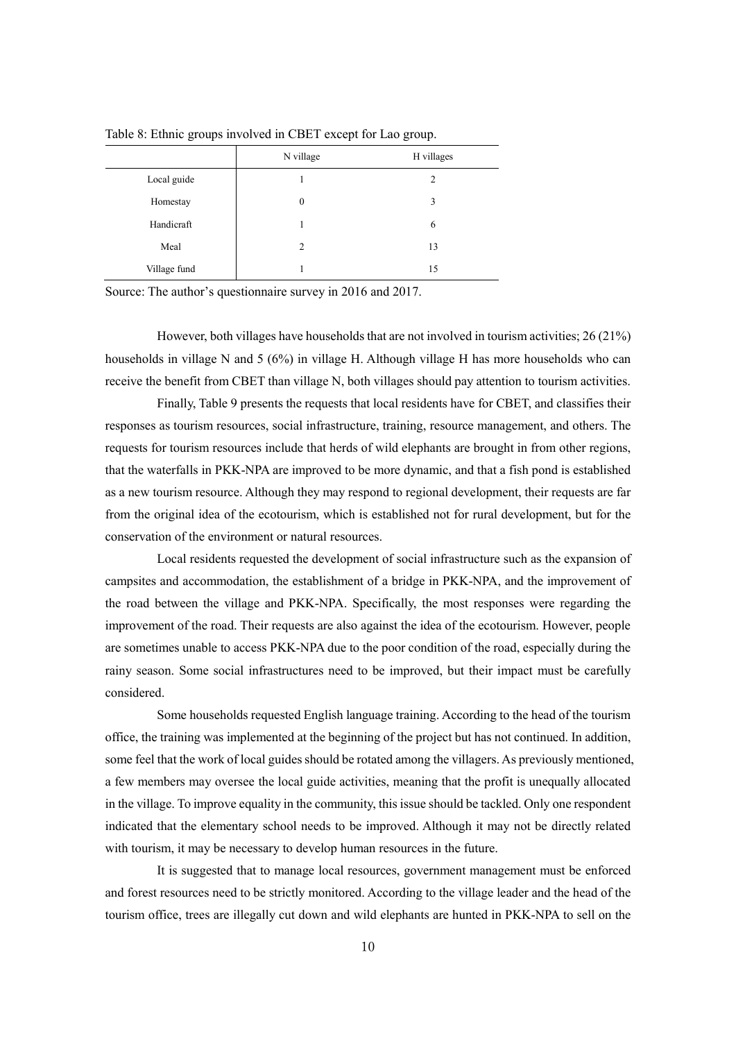Table 8: Ethnic groups involved in CBET except for Lao group.

| | N village | H villages |
|---|---|---|
| Local guide | 1 | 2 |
| Homestay | 0 | 3 |
| Handicraft | 1 | 6 |
| Meal | 2 | 13 |
| Village fund | 1 | 15 |

Source: The author's questionnaire survey in 2016 and 2017.

However, both villages have households that are not involved in tourism activities; 26 (21%) households in village N and 5 (6%) in village H. Although village H has more households who can receive the benefit from CBET than village N, both villages should pay attention to tourism activities.

Finally, Table 9 presents the requests that local residents have for CBET, and classifies their responses as tourism resources, social infrastructure, training, resource management, and others. The requests for tourism resources include that herds of wild elephants are brought in from other regions, that the waterfalls in PKK-NPA are improved to be more dynamic, and that a fish pond is established as a new tourism resource. Although they may respond to regional development, their requests are far from the original idea of the ecotourism, which is established not for rural development, but for the conservation of the environment or natural resources.

Local residents requested the development of social infrastructure such as the expansion of campsites and accommodation, the establishment of a bridge in PKK-NPA, and the improvement of the road between the village and PKK-NPA. Specifically, the most responses were regarding the improvement of the road. Their requests are also against the idea of the ecotourism. However, people are sometimes unable to access PKK-NPA due to the poor condition of the road, especially during the rainy season. Some social infrastructures need to be improved, but their impact must be carefully considered.

Some households requested English language training. According to the head of the tourism office, the training was implemented at the beginning of the project but has not continued. In addition, some feel that the work of local guides should be rotated among the villagers. As previously mentioned, a few members may oversee the local guide activities, meaning that the profit is unequally allocated in the village. To improve equality in the community, this issue should be tackled. Only one respondent indicated that the elementary school needs to be improved. Although it may not be directly related with tourism, it may be necessary to develop human resources in the future.

It is suggested that to manage local resources, government management must be enforced and forest resources need to be strictly monitored. According to the village leader and the head of the tourism office, trees are illegally cut down and wild elephants are hunted in PKK-NPA to sell on the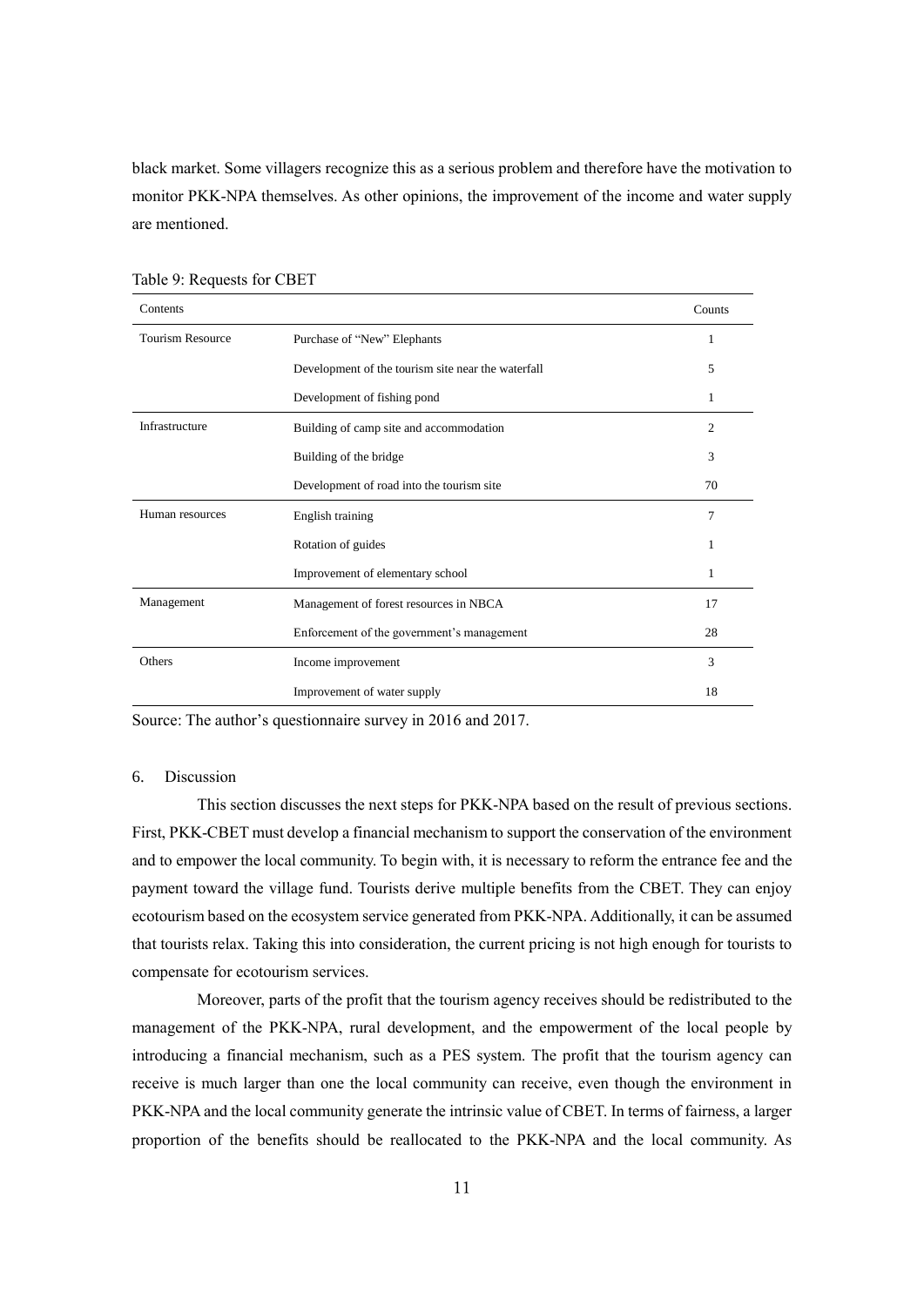black market. Some villagers recognize this as a serious problem and therefore have the motivation to monitor PKK-NPA themselves. As other opinions, the improvement of the income and water supply are mentioned.

Table 9: Requests for CBET

| Contents | | Counts |
|---|---|---|
| Tourism Resource | Purchase of "New" Elephants | 1 |
| | Development of the tourism site near the waterfall | 5 |
| | Development of fishing pond | 1 |
| Infrastructure | Building of camp site and accommodation | 2 |
| | Building of the bridge | 3 |
| | Development of road into the tourism site | 70 |
| Human resources | English training | 7 |
| | Rotation of guides | 1 |
| | Improvement of elementary school | 1 |
| Management | Management of forest resources in NBCA | 17 |
| | Enforcement of the government's management | 28 |
| Others | Income improvement | 3 |
| | Improvement of water supply | 18 |

Source: The author's questionnaire survey in 2016 and 2017.

## 6. Discussion

This section discusses the next steps for PKK-NPA based on the result of previous sections. First, PKK-CBET must develop a financial mechanism to support the conservation of the environment and to empower the local community. To begin with, it is necessary to reform the entrance fee and the payment toward the village fund. Tourists derive multiple benefits from the CBET. They can enjoy ecotourism based on the ecosystem service generated from PKK-NPA. Additionally, it can be assumed that tourists relax. Taking this into consideration, the current pricing is not high enough for tourists to compensate for ecotourism services.

Moreover, parts of the profit that the tourism agency receives should be redistributed to the management of the PKK-NPA, rural development, and the empowerment of the local people by introducing a financial mechanism, such as a PES system. The profit that the tourism agency can receive is much larger than one the local community can receive, even though the environment in PKK-NPA and the local community generate the intrinsic value of CBET. In terms of fairness, a larger proportion of the benefits should be reallocated to the PKK-NPA and the local community. As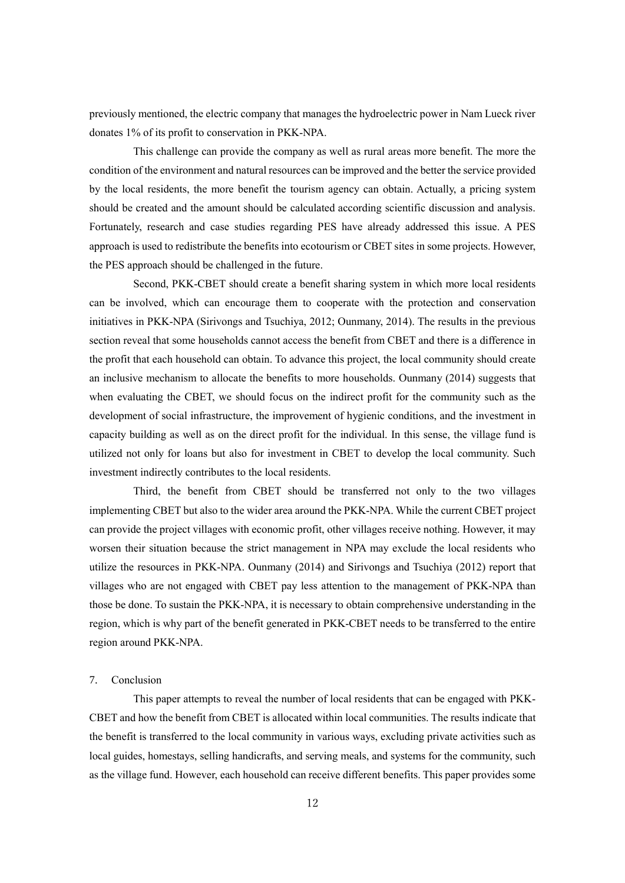previously mentioned, the electric company that manages the hydroelectric power in Nam Lueck river donates 1% of its profit to conservation in PKK-NPA.

This challenge can provide the company as well as rural areas more benefit. The more the condition of the environment and natural resources can be improved and the better the service provided by the local residents, the more benefit the tourism agency can obtain. Actually, a pricing system should be created and the amount should be calculated according scientific discussion and analysis. Fortunately, research and case studies regarding PES have already addressed this issue. A PES approach is used to redistribute the benefits into ecotourism or CBET sites in some projects. However, the PES approach should be challenged in the future.

Second, PKK-CBET should create a benefit sharing system in which more local residents can be involved, which can encourage them to cooperate with the protection and conservation initiatives in PKK-NPA (Sirivongs and Tsuchiya, 2012; Ounmany, 2014). The results in the previous section reveal that some households cannot access the benefit from CBET and there is a difference in the profit that each household can obtain. To advance this project, the local community should create an inclusive mechanism to allocate the benefits to more households. Ounmany (2014) suggests that when evaluating the CBET, we should focus on the indirect profit for the community such as the development of social infrastructure, the improvement of hygienic conditions, and the investment in capacity building as well as on the direct profit for the individual. In this sense, the village fund is utilized not only for loans but also for investment in CBET to develop the local community. Such investment indirectly contributes to the local residents.

Third, the benefit from CBET should be transferred not only to the two villages implementing CBET but also to the wider area around the PKK-NPA. While the current CBET project can provide the project villages with economic profit, other villages receive nothing. However, it may worsen their situation because the strict management in NPA may exclude the local residents who utilize the resources in PKK-NPA. Ounmany (2014) and Sirivongs and Tsuchiya (2012) report that villages who are not engaged with CBET pay less attention to the management of PKK-NPA than those be done. To sustain the PKK-NPA, it is necessary to obtain comprehensive understanding in the region, which is why part of the benefit generated in PKK-CBET needs to be transferred to the entire region around PKK-NPA.

## 7. Conclusion

This paper attempts to reveal the number of local residents that can be engaged with PKK-CBET and how the benefit from CBET is allocated within local communities. The results indicate that the benefit is transferred to the local community in various ways, excluding private activities such as local guides, homestays, selling handicrafts, and serving meals, and systems for the community, such as the village fund. However, each household can receive different benefits. This paper provides some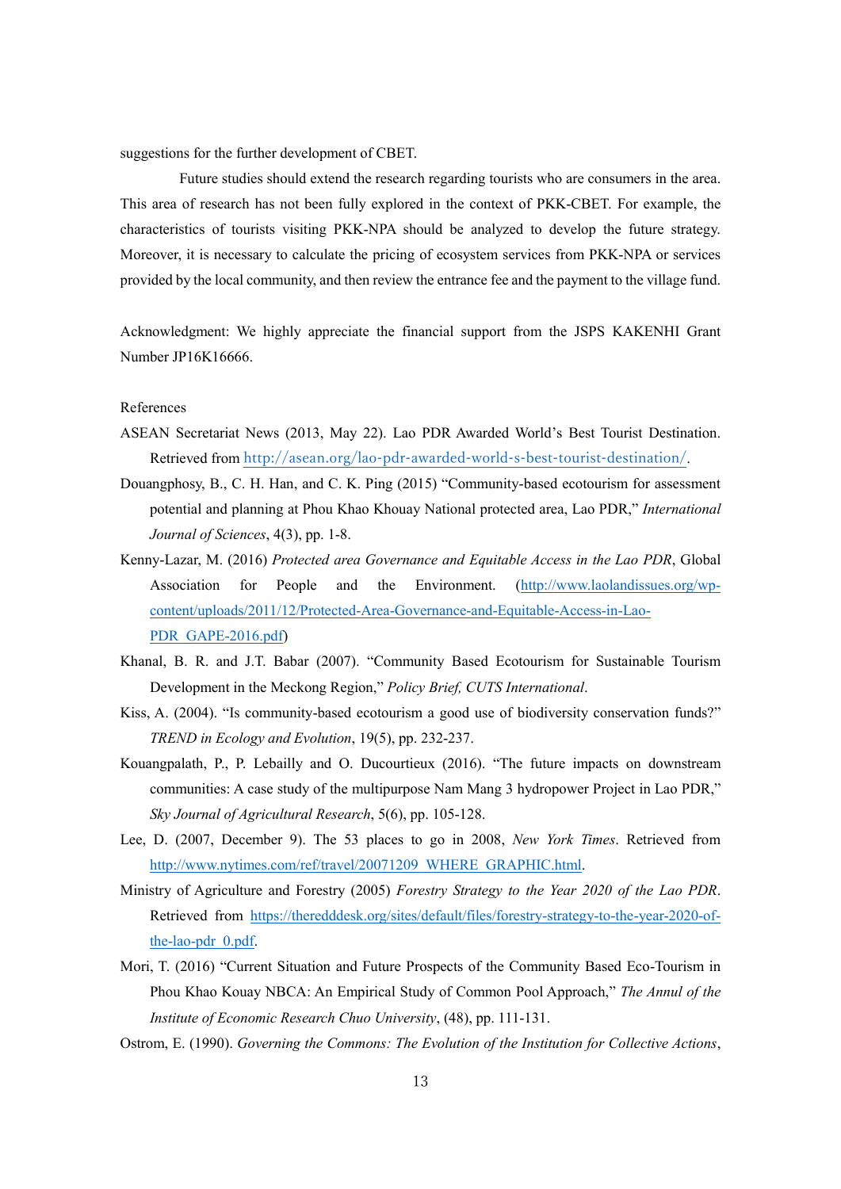suggestions for the further development of CBET.

Future studies should extend the research regarding tourists who are consumers in the area. This area of research has not been fully explored in the context of PKK-CBET. For example, the characteristics of tourists visiting PKK-NPA should be analyzed to develop the future strategy. Moreover, it is necessary to calculate the pricing of ecosystem services from PKK-NPA or services provided by the local community, and then review the entrance fee and the payment to the village fund.

Acknowledgment: We highly appreciate the financial support from the JSPS KAKENHI Grant Number JP16K16666.

References

ASEAN Secretariat News (2013, May 22). Lao PDR Awarded World's Best Tourist Destination. Retrieved from http://asean.org/lao-pdr-awarded-world-s-best-tourist-destination/.

Douangphosy, B., C. H. Han, and C. K. Ping (2015) "Community-based ecotourism for assessment potential and planning at Phou Khao Khouay National protected area, Lao PDR," *International Journal of Sciences*, 4(3), pp. 1-8.

Kenny-Lazar, M. (2016) *Protected area Governance and Equitable Access in the Lao PDR*, Global Association for People and the Environment. (http://www.laolandissues.org/wp-content/uploads/2011/12/Protected-Area-Governance-and-Equitable-Access-in-Lao-PDR_GAPE-2016.pdf)

Khanal, B. R. and J.T. Babar (2007). "Community Based Ecotourism for Sustainable Tourism Development in the Meckong Region," *Policy Brief, CUTS International*.

Kiss, A. (2004). "Is community-based ecotourism a good use of biodiversity conservation funds?" *TREND in Ecology and Evolution*, 19(5), pp. 232-237.

Kouangpalath, P., P. Lebailly and O. Ducourtieux (2016). "The future impacts on downstream communities: A case study of the multipurpose Nam Mang 3 hydropower Project in Lao PDR," *Sky Journal of Agricultural Research*, 5(6), pp. 105-128.

Lee, D. (2007, December 9). The 53 places to go in 2008, *New York Times*. Retrieved from http://www.nytimes.com/ref/travel/20071209_WHERE_GRAPHIC.html.

Ministry of Agriculture and Forestry (2005) *Forestry Strategy to the Year 2020 of the Lao PDR*. Retrieved from https://theredddesk.org/sites/default/files/forestry-strategy-to-the-year-2020-of-the-lao-pdr_0.pdf.

Mori, T. (2016) "Current Situation and Future Prospects of the Community Based Eco-Tourism in Phou Khao Kouay NBCA: An Empirical Study of Common Pool Approach," *The Annul of the Institute of Economic Research Chuo University*, (48), pp. 111-131.

Ostrom, E. (1990). *Governing the Commons: The Evolution of the Institution for Collective Actions*,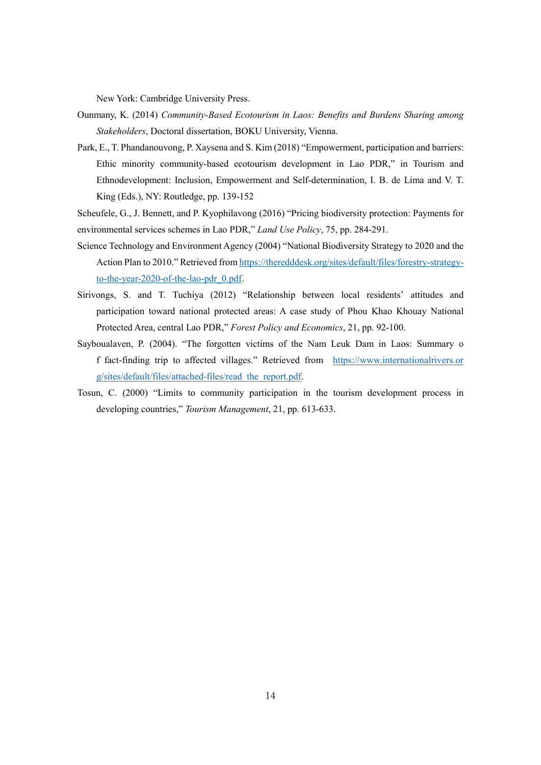New York: Cambridge University Press.

Ounmany, K. (2014) *Community-Based Ecotourism in Laos: Benefits and Burdens Sharing among Stakeholders*, Doctoral dissertation, BOKU University, Vienna.

Park, E., T. Phandanouvong, P. Xaysena and S. Kim (2018) "Empowerment, participation and barriers: Ethic minority community-based ecotourism development in Lao PDR," in Tourism and Ethnodevelopment: Inclusion, Empowerment and Self-determination, I. B. de Lima and V. T. King (Eds.), NY: Routledge, pp. 139-152

Scheufele, G., J. Bennett, and P. Kyophilavong (2016) "Pricing biodiversity protection: Payments for environmental services schemes in Lao PDR," *Land Use Policy*, 75, pp. 284-291.

Science Technology and Environment Agency (2004) "National Biodiversity Strategy to 2020 and the Action Plan to 2010." Retrieved from https://theredddesk.org/sites/default/files/forestry-strategy-to-the-year-2020-of-the-lao-pdr_0.pdf.

Sirivongs, S. and T. Tuchiya (2012) "Relationship between local residents' attitudes and participation toward national protected areas: A case study of Phou Khao Khouay National Protected Area, central Lao PDR," *Forest Policy and Economics*, 21, pp. 92-100.

Sayboualaven, P. (2004). "The forgotten victims of the Nam Leuk Dam in Laos: Summary o f fact-finding trip to affected villages." Retrieved from https://www.internationalrivers.org/sites/default/files/attached-files/read_the_report.pdf.

Tosun, C. (2000) "Limits to community participation in the tourism development process in developing countries," *Tourism Management*, 21, pp. 613-633.